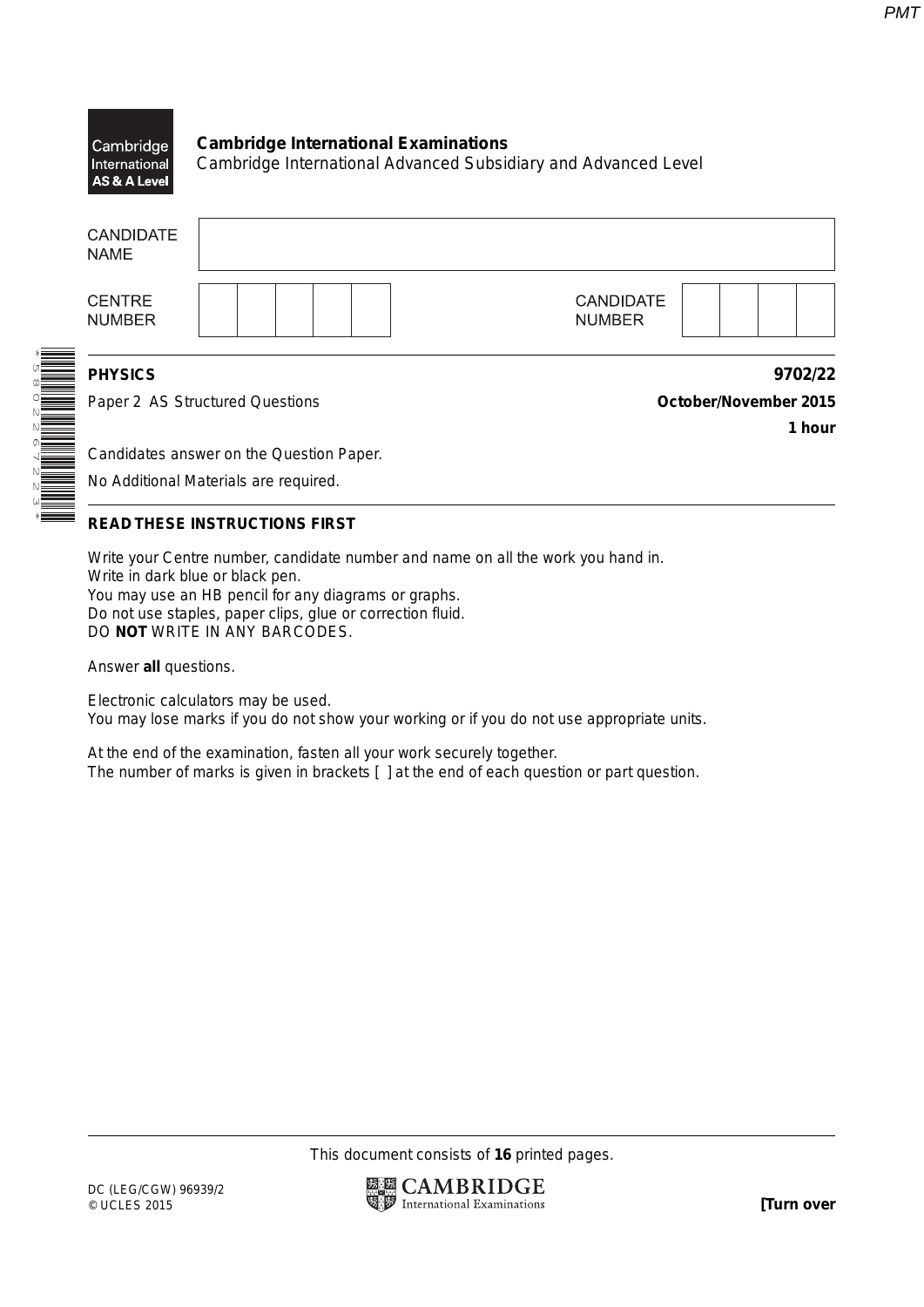**Cambridge International Examinations**
Cambridge International Advanced Subsidiary and Advanced Level

| CANDIDATE NAME | |
|---|---|
| CENTRE NUMBER | |
| CANDIDATE NUMBER | |

**PHYSICS** **9702/22**

Paper 2 AS Structured Questions **October/November 2015**

**1 hour**

Candidates answer on the Question Paper.

No Additional Materials are required.

**READ THESE INSTRUCTIONS FIRST**

Write your Centre number, candidate number and name on all the work you hand in.
Write in dark blue or black pen.
You may use an HB pencil for any diagrams or graphs.
Do not use staples, paper clips, glue or correction fluid.
DO **NOT** WRITE IN ANY BARCODES.

Answer **all** questions.

Electronic calculators may be used.
You may lose marks if you do not show your working or if you do not use appropriate units.

At the end of the examination, fasten all your work securely together.
The number of marks is given in brackets [ ] at the end of each question or part question.

This document consists of **16** printed pages.

DC (LEG/CGW) 96939/2
© UCLES 2015

**[Turn over**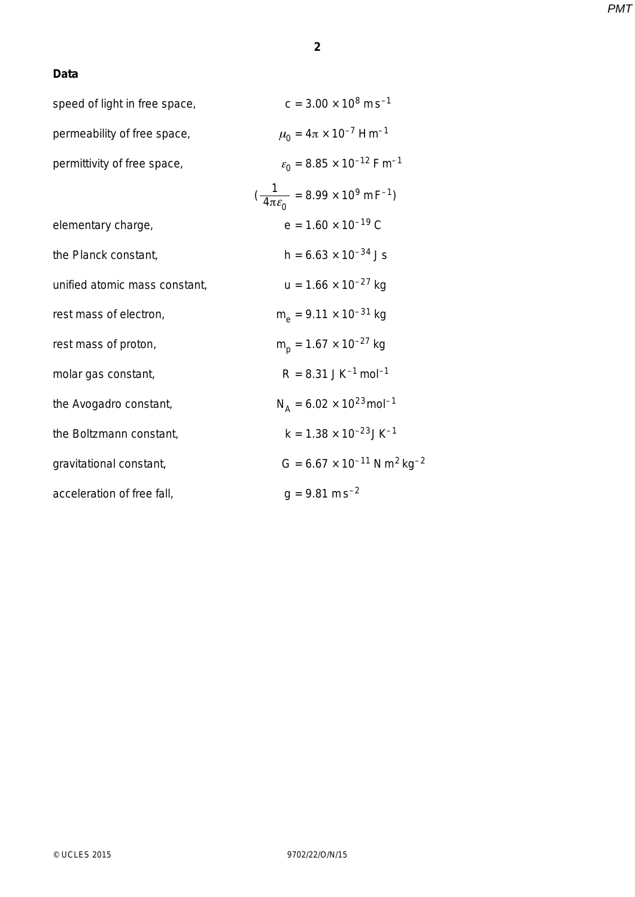## Data

| | |
|---|---|
| speed of light in free space, | $c = 3.00 \times 10^{8}\ \text{m s}^{-1}$ |
| permeability of free space, | $\mu_0 = 4\pi \times 10^{-7}\ \text{H m}^{-1}$ |
| permittivity of free space, | $\varepsilon_0 = 8.85 \times 10^{-12}\ \text{F m}^{-1}$ |
| | $(\frac{1}{4\pi\varepsilon_0} = 8.99 \times 10^{9}\ \text{m F}^{-1})$ |
| elementary charge, | $e = 1.60 \times 10^{-19}\ \text{C}$ |
| the Planck constant, | $h = 6.63 \times 10^{-34}\ \text{J s}$ |
| unified atomic mass constant, | $u = 1.66 \times 10^{-27}\ \text{kg}$ |
| rest mass of electron, | $m_e = 9.11 \times 10^{-31}\ \text{kg}$ |
| rest mass of proton, | $m_p = 1.67 \times 10^{-27}\ \text{kg}$ |
| molar gas constant, | $R = 8.31\ \text{J K}^{-1}\ \text{mol}^{-1}$ |
| the Avogadro constant, | $N_A = 6.02 \times 10^{23}\ \text{mol}^{-1}$ |
| the Boltzmann constant, | $k = 1.38 \times 10^{-23}\ \text{J K}^{-1}$ |
| gravitational constant, | $G = 6.67 \times 10^{-11}\ \text{N m}^{2}\ \text{kg}^{-2}$ |
| acceleration of free fall, | $g = 9.81\ \text{m s}^{-2}$ |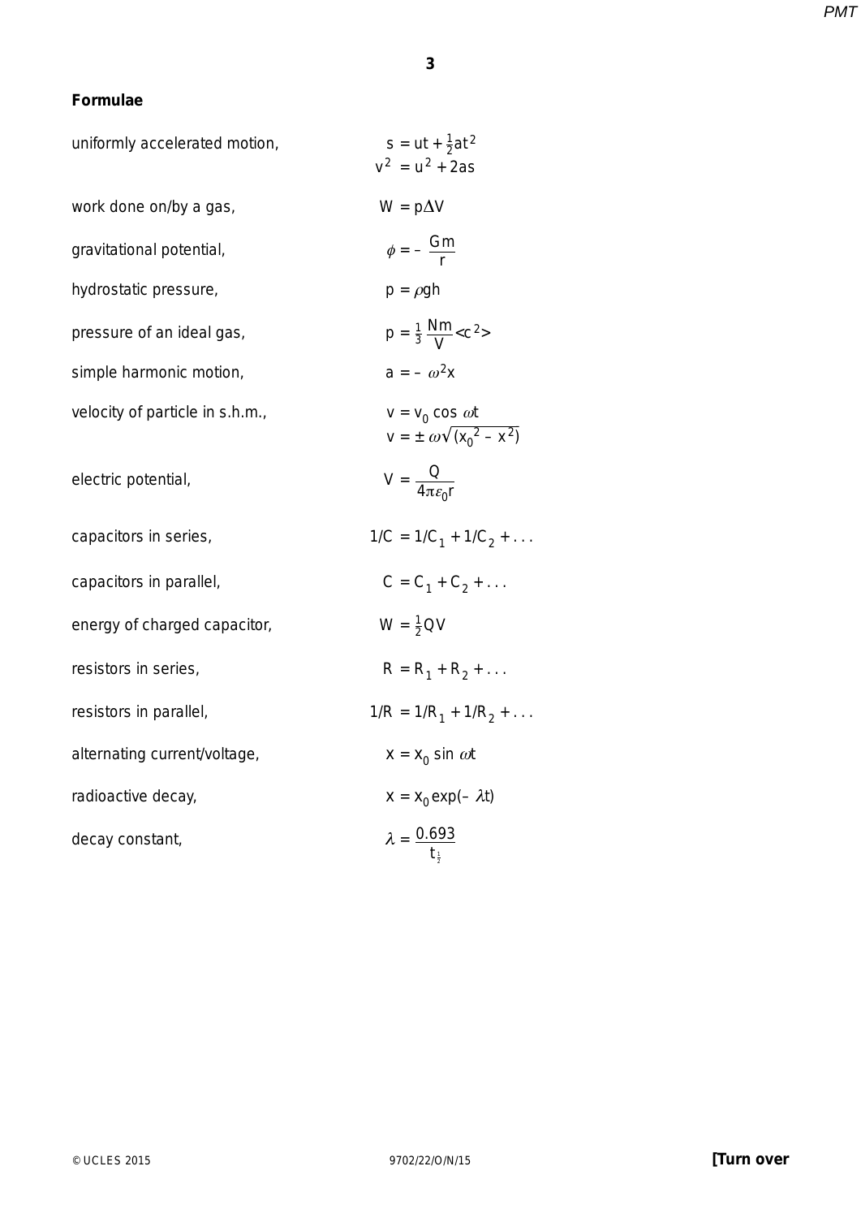## Formulae

| | |
|---|---|
| uniformly accelerated motion, | $s = ut + \frac{1}{2}at^2$ |
| | $v^2 = u^2 + 2as$ |
| work done on/by a gas, | $W = p\Delta V$ |
| gravitational potential, | $\phi = -\frac{Gm}{r}$ |
| hydrostatic pressure, | $p = \rho gh$ |
| pressure of an ideal gas, | $p = \frac{1}{3}\frac{Nm}{V}\langle c^2 \rangle$ |
| simple harmonic motion, | $a = -\omega^2 x$ |
| velocity of particle in s.h.m., | $v = v_0 \cos \omega t$ |
| | $v = \pm \omega \sqrt{(x_0^2 - x^2)}$ |
| electric potential, | $V = \frac{Q}{4\pi\varepsilon_0 r}$ |
| capacitors in series, | $1/C = 1/C_1 + 1/C_2 + \ldots$ |
| capacitors in parallel, | $C = C_1 + C_2 + \ldots$ |
| energy of charged capacitor, | $W = \frac{1}{2}QV$ |
| resistors in series, | $R = R_1 + R_2 + \ldots$ |
| resistors in parallel, | $1/R = 1/R_1 + 1/R_2 + \ldots$ |
| alternating current/voltage, | $x = x_0 \sin \omega t$ |
| radioactive decay, | $x = x_0 \exp(-\lambda t)$ |
| decay constant, | $\lambda = \frac{0.693}{t_{\frac{1}{2}}}$ |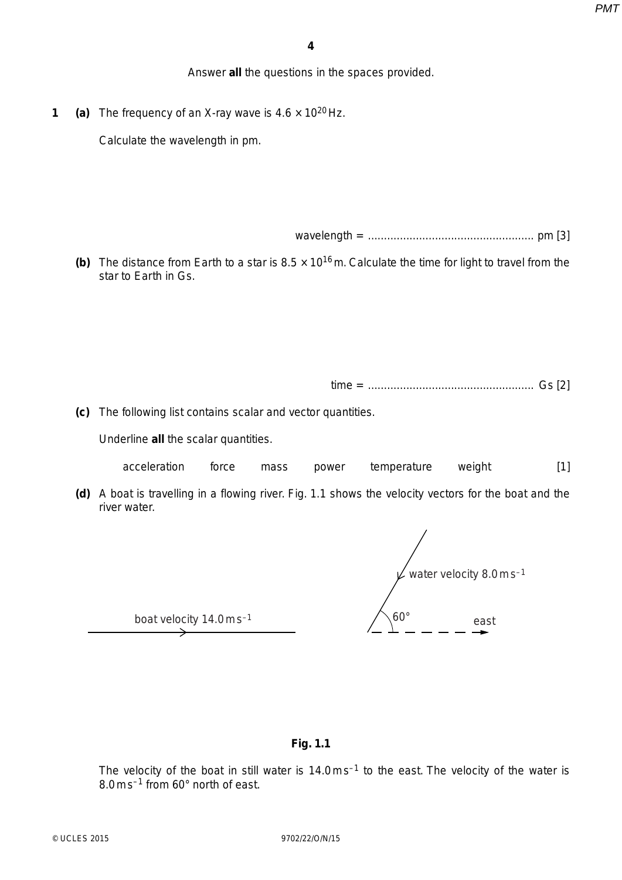Answer **all** the questions in the spaces provided.

**1** **(a)** The frequency of an X-ray wave is $4.6 \times 10^{20}$ Hz.

Calculate the wavelength in pm.

wavelength = .................................................. pm [3]

**(b)** The distance from Earth to a star is $8.5 \times 10^{16}$ m. Calculate the time for light to travel from the star to Earth in Gs.

time = .................................................. Gs [2]

**(c)** The following list contains scalar and vector quantities.

Underline **all** the scalar quantities.

acceleration    force    mass    power    temperature    weight    [1]

**(d)** A boat is travelling in a flowing river. Fig. 1.1 shows the velocity vectors for the boat and the river water.

boat velocity $14.0\,\text{m s}^{-1}$

water velocity $8.0\,\text{m s}^{-1}$

60°

east

**Fig. 1.1**

The velocity of the boat in still water is $14.0\,\text{m s}^{-1}$ to the east. The velocity of the water is $8.0\,\text{m s}^{-1}$ from 60° north of east.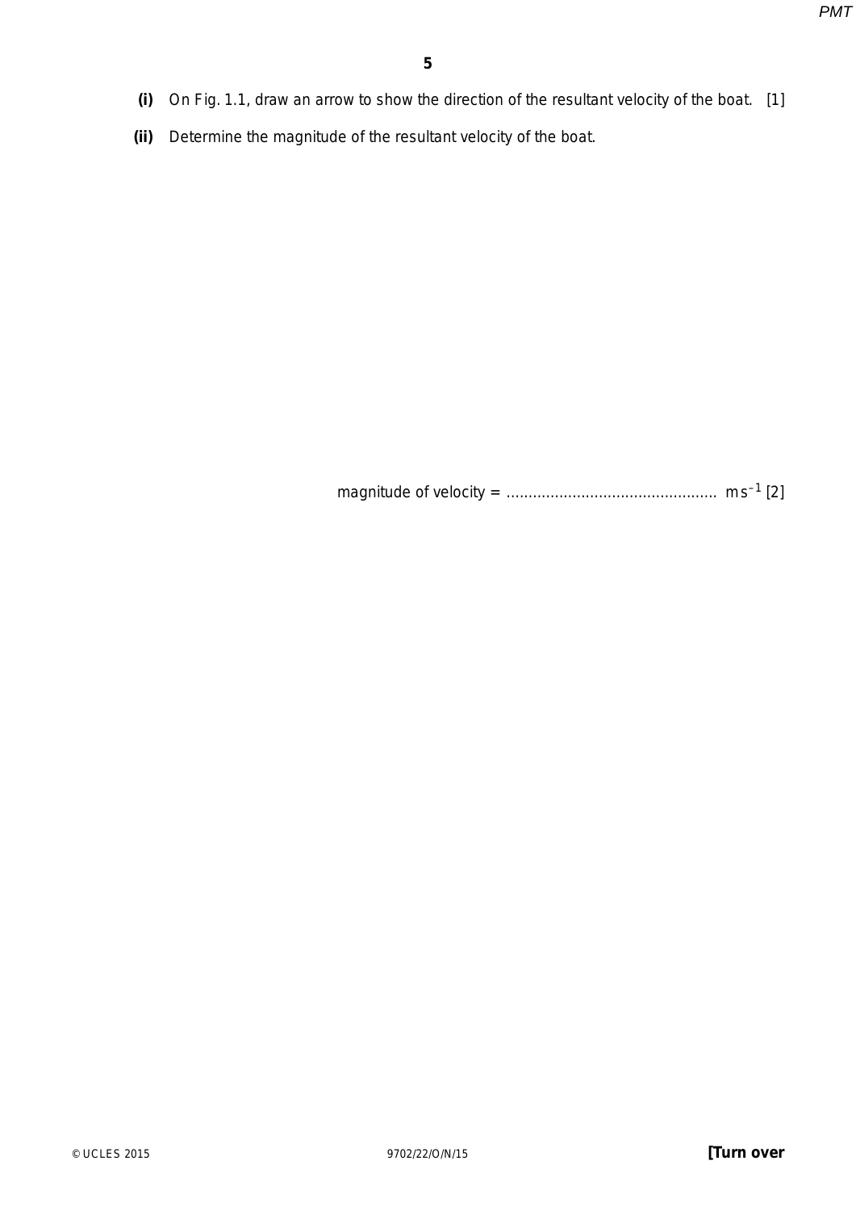**(i)** On Fig. 1.1, draw an arrow to show the direction of the resultant velocity of the boat. [1]

**(ii)** Determine the magnitude of the resultant velocity of the boat.

magnitude of velocity = ............................................... $m s^{-1}$ [2]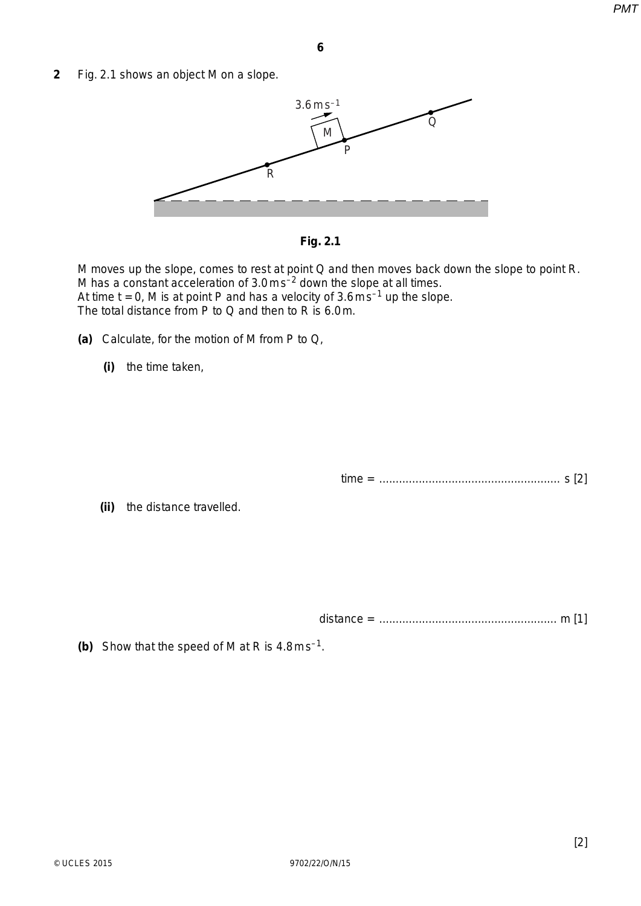**2** Fig. 2.1 shows an object M on a slope.

**Fig. 2.1**

M moves up the slope, comes to rest at point Q and then moves back down the slope to point R.
M has a constant acceleration of $3.0\,\text{m}\,\text{s}^{-2}$ down the slope at all times.
At time $t = 0$, M is at point P and has a velocity of $3.6\,\text{m}\,\text{s}^{-1}$ up the slope.
The total distance from P to Q and then to R is 6.0 m.

**(a)** Calculate, for the motion of M from P to Q,

**(i)** the time taken,

time = ...................................................... s [2]

**(ii)** the distance travelled.

distance = ...................................................... m [1]

**(b)** Show that the speed of M at R is $4.8\,\text{m}\,\text{s}^{-1}$.

[2]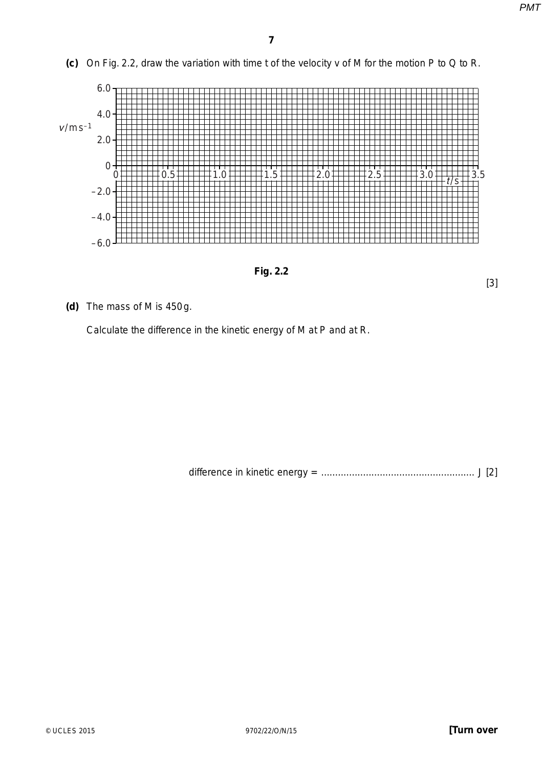**(c)** On Fig. 2.2, draw the variation with time $t$ of the velocity $v$ of M for the motion P to Q to R.

Fig. 2.2

[3]

**(d)** The mass of M is 450 g.

Calculate the difference in the kinetic energy of M at P and at R.

difference in kinetic energy = ....................................................... J [2]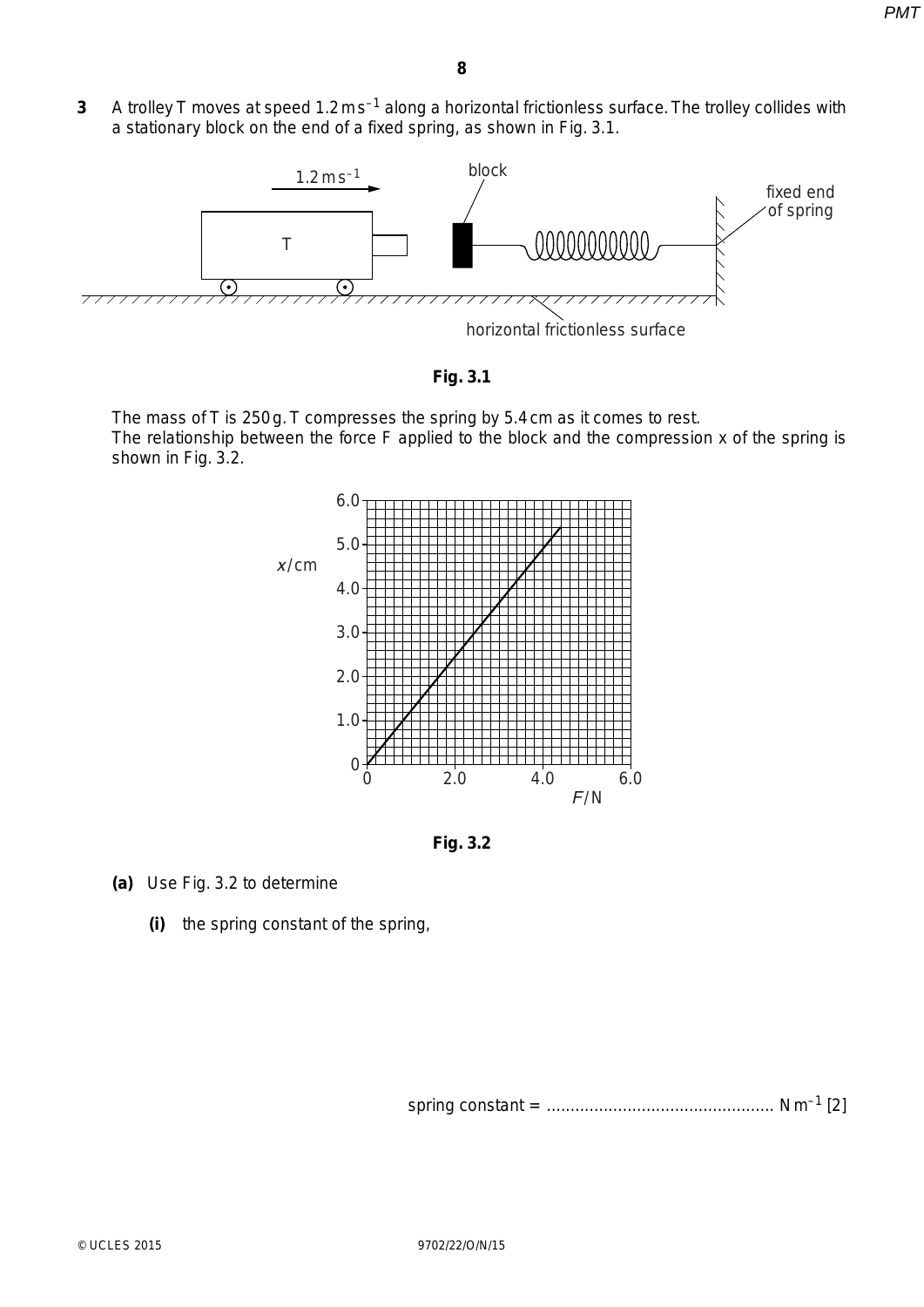**3** A trolley T moves at speed $1.2\,\text{m}\,\text{s}^{-1}$ along a horizontal frictionless surface. The trolley collides with a stationary block on the end of a fixed spring, as shown in Fig. 3.1.

**Fig. 3.1**

The mass of T is 250 g. T compresses the spring by 5.4 cm as it comes to rest.
The relationship between the force F applied to the block and the compression x of the spring is shown in Fig. 3.2.

**Fig. 3.2**

**(a)** Use Fig. 3.2 to determine

**(i)** the spring constant of the spring,

spring constant = ................................................ $\text{N}\,\text{m}^{-1}$ [2]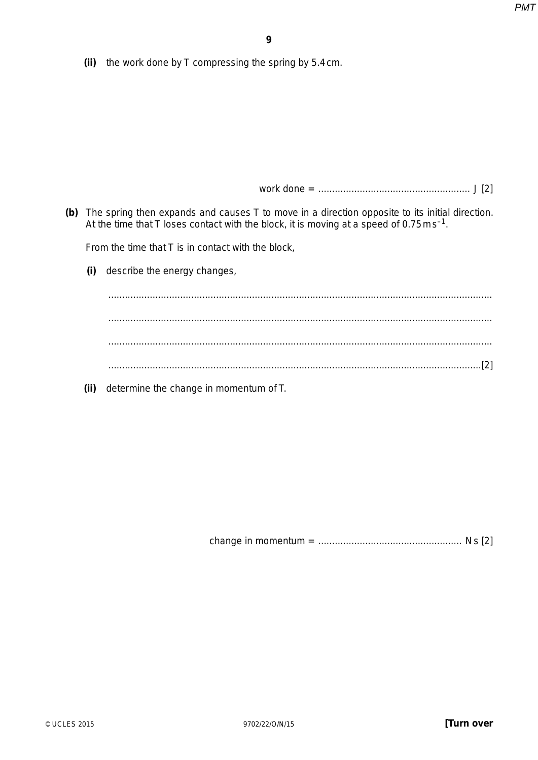(ii) the work done by T compressing the spring by 5.4 cm.

work done = ...................................................... J [2]

**(b)** The spring then expands and causes T to move in a direction opposite to its initial direction. At the time that T loses contact with the block, it is moving at a speed of $0.75\,\text{m s}^{-1}$.

From the time that T is in contact with the block,

(i) describe the energy changes,

..........................................................................................................................................

..........................................................................................................................................

..........................................................................................................................................

.......................................................................................................................................[2]

(ii) determine the change in momentum of T.

change in momentum = ................................................... N s [2]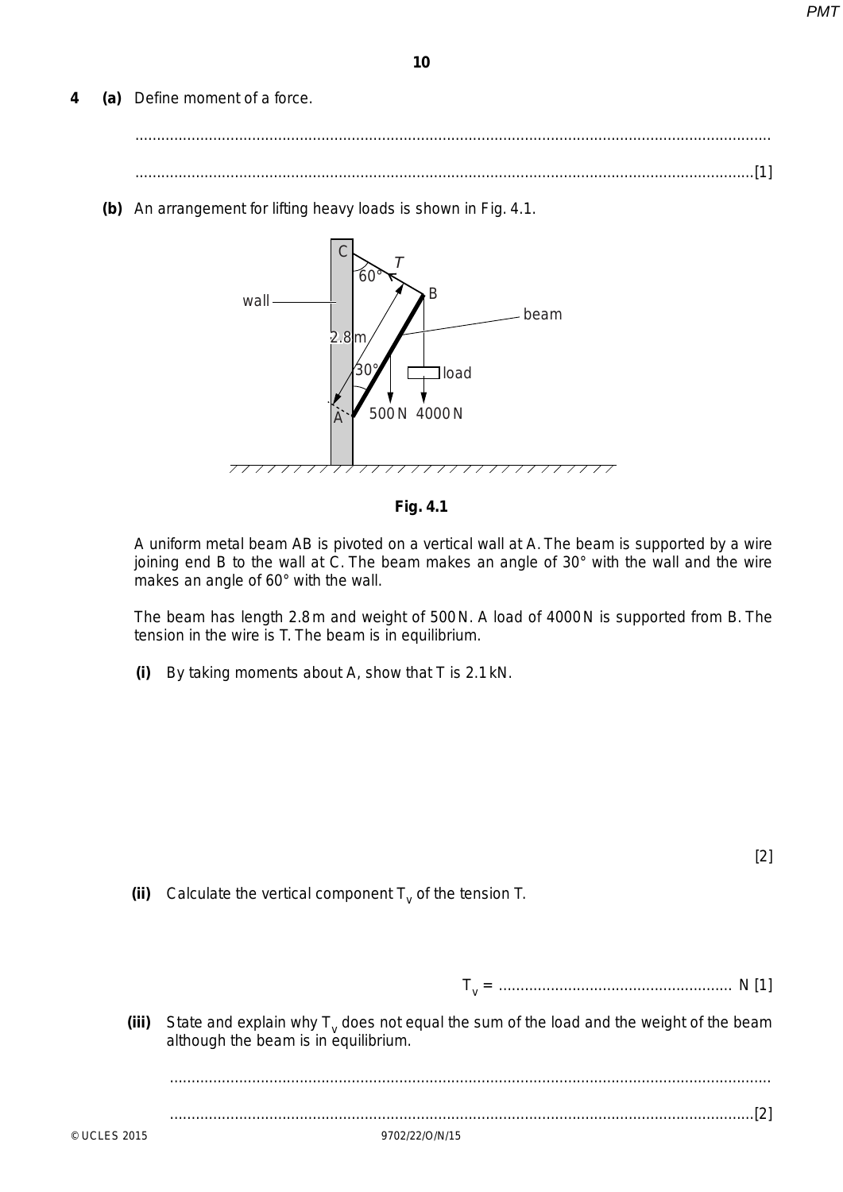**4** **(a)** Define moment of a force.

...........................................................................................................................................

...........................................................................................................................................[1]

**(b)** An arrangement for lifting heavy loads is shown in Fig. 4.1.

**Fig. 4.1**

A uniform metal beam AB is pivoted on a vertical wall at A. The beam is supported by a wire joining end B to the wall at C. The beam makes an angle of 30° with the wall and the wire makes an angle of 60° with the wall.

The beam has length 2.8 m and weight of 500 N. A load of 4000 N is supported from B. The tension in the wire is T. The beam is in equilibrium.

**(i)** By taking moments about A, show that T is 2.1 kN.

[2]

**(ii)** Calculate the vertical component $T_v$ of the tension T.

$T_v$ = ...................................................... N [1]

**(iii)** State and explain why $T_v$ does not equal the sum of the load and the weight of the beam although the beam is in equilibrium.

...........................................................................................................................................

...........................................................................................................................................[2]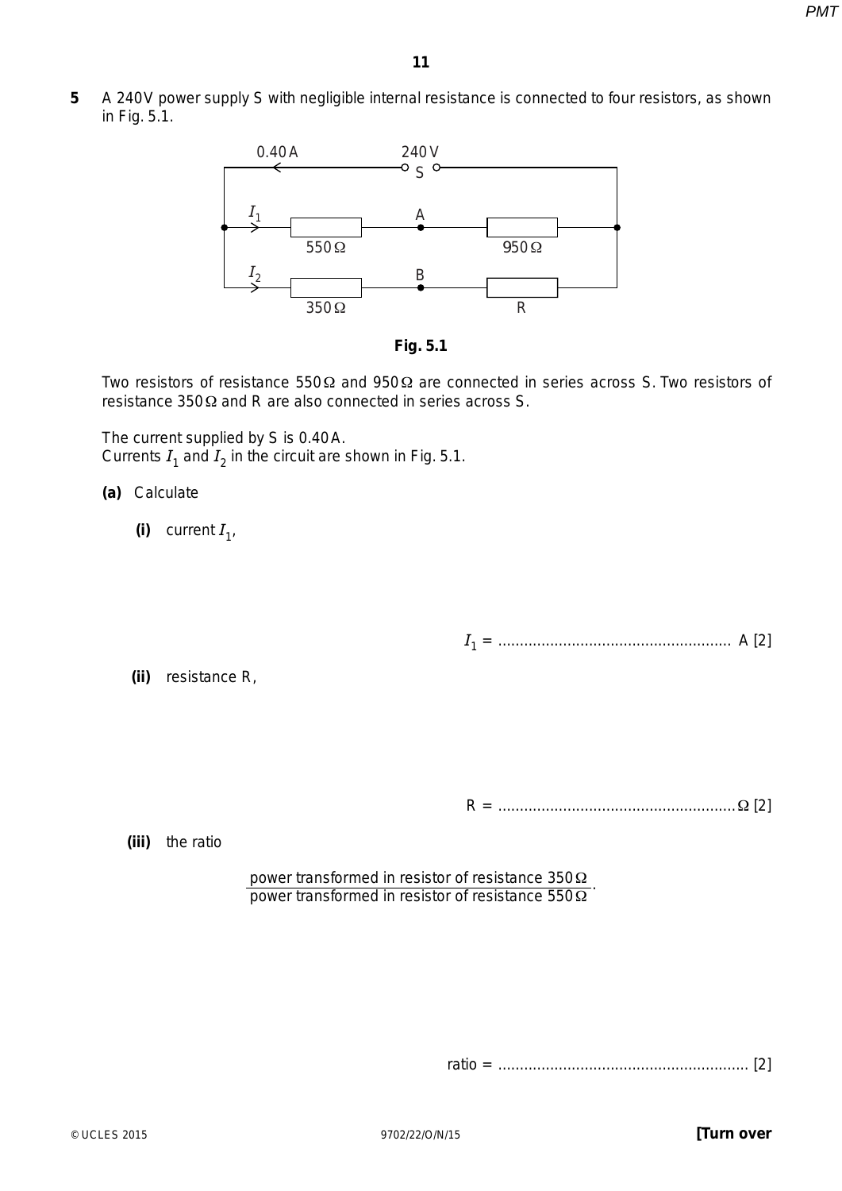**5** A 240 V power supply S with negligible internal resistance is connected to four resistors, as shown in Fig. 5.1.

**Fig. 5.1**

Two resistors of resistance 550 Ω and 950 Ω are connected in series across S. Two resistors of resistance 350 Ω and R are also connected in series across S.

The current supplied by S is 0.40 A.
Currents $I_1$ and $I_2$ in the circuit are shown in Fig. 5.1.

**(a)** Calculate

**(i)** current $I_1$,

$I_1$ = ...................................................... A [2]

**(ii)** resistance R,

R = ...................................................... Ω [2]

**(iii)** the ratio

$$\frac{\text{power transformed in resistor of resistance } 350\,\Omega}{\text{power transformed in resistor of resistance } 550\,\Omega}.$$

ratio = ...................................................... [2]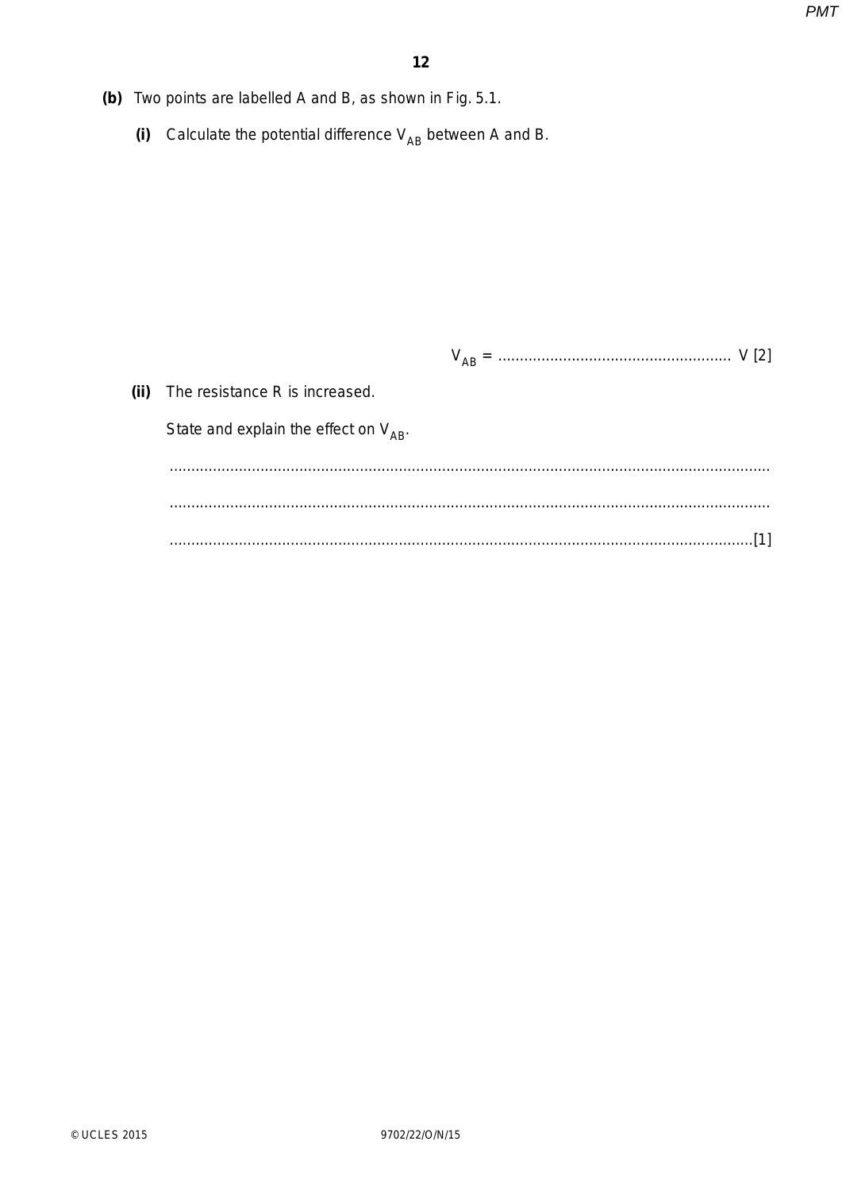**(b)** Two points are labelled A and B, as shown in Fig. 5.1.

**(i)** Calculate the potential difference $V_{AB}$ between A and B.

$V_{AB}$ = ..................................................... V [2]

**(ii)** The resistance R is increased.

State and explain the effect on $V_{AB}$.

..........................................................................................................................................

..........................................................................................................................................

......................................................................................................................................[1]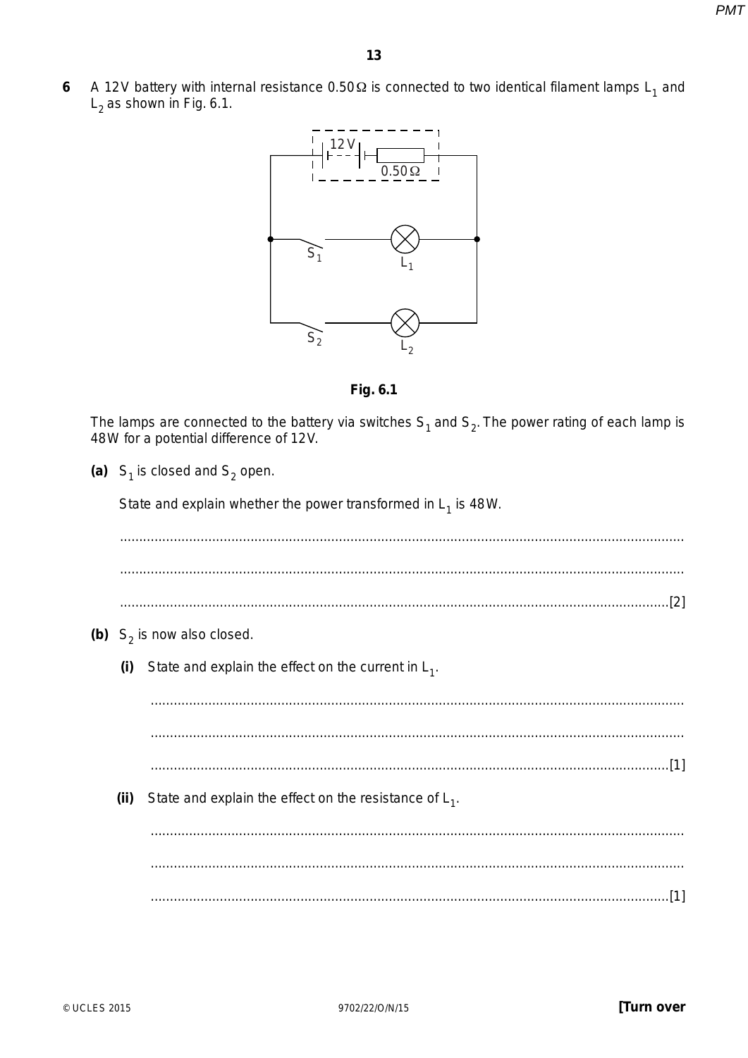**6** A 12 V battery with internal resistance 0.50 Ω is connected to two identical filament lamps $L_1$ and $L_2$ as shown in Fig. 6.1.

**Fig. 6.1**

The lamps are connected to the battery via switches $S_1$ and $S_2$. The power rating of each lamp is 48 W for a potential difference of 12 V.

**(a)** $S_1$ is closed and $S_2$ open.

State and explain whether the power transformed in $L_1$ is 48 W.

.......................................................................................................................................

.......................................................................................................................................

....................................................................................................................................[2]

**(b)** $S_2$ is now also closed.

**(i)** State and explain the effect on the current in $L_1$.

.......................................................................................................................................

.......................................................................................................................................

....................................................................................................................................[1]

**(ii)** State and explain the effect on the resistance of $L_1$.

.......................................................................................................................................

.......................................................................................................................................

....................................................................................................................................[1]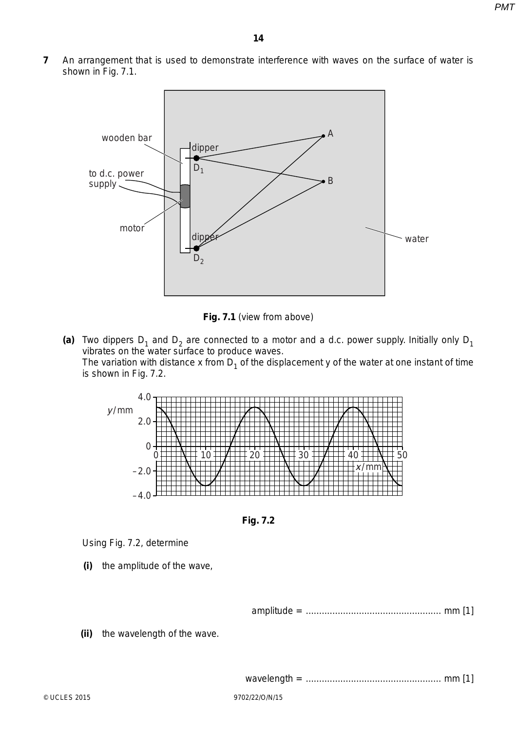**7** An arrangement that is used to demonstrate interference with waves on the surface of water is shown in Fig. 7.1.

**Fig. 7.1** (view from above)

**(a)** Two dippers $D_1$ and $D_2$ are connected to a motor and a d.c. power supply. Initially only $D_1$ vibrates on the water surface to produce waves.
The variation with distance x from $D_1$ of the displacement y of the water at one instant of time is shown in Fig. 7.2.

**Fig. 7.2**

Using Fig. 7.2, determine

**(i)** the amplitude of the wave,

amplitude = .................................................. mm [1]

**(ii)** the wavelength of the wave.

wavelength = .................................................. mm [1]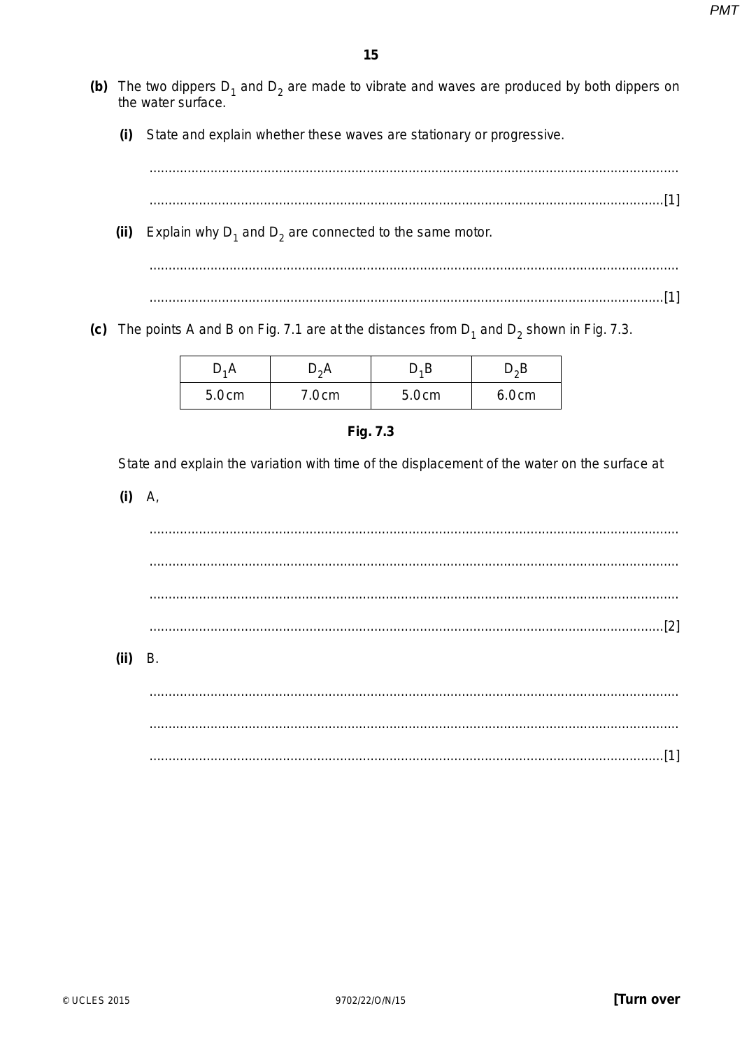**(b)** The two dippers $D_1$ and $D_2$ are made to vibrate and waves are produced by both dippers on the water surface.

**(i)** State and explain whether these waves are stationary or progressive.

..........................................................................................................................................

...................................................................................................................................... [1]

**(ii)** Explain why $D_1$ and $D_2$ are connected to the same motor.

..........................................................................................................................................

...................................................................................................................................... [1]

**(c)** The points A and B on Fig. 7.1 are at the distances from $D_1$ and $D_2$ shown in Fig. 7.3.

| $D_1A$ | $D_2A$ | $D_1B$ | $D_2B$ |
|---|---|---|---|
| 5.0 cm | 7.0 cm | 5.0 cm | 6.0 cm |

**Fig. 7.3**

State and explain the variation with time of the displacement of the water on the surface at

**(i)** A,

..........................................................................................................................................

..........................................................................................................................................

..........................................................................................................................................

...................................................................................................................................... [2]

**(ii)** B.

..........................................................................................................................................

..........................................................................................................................................

...................................................................................................................................... [1]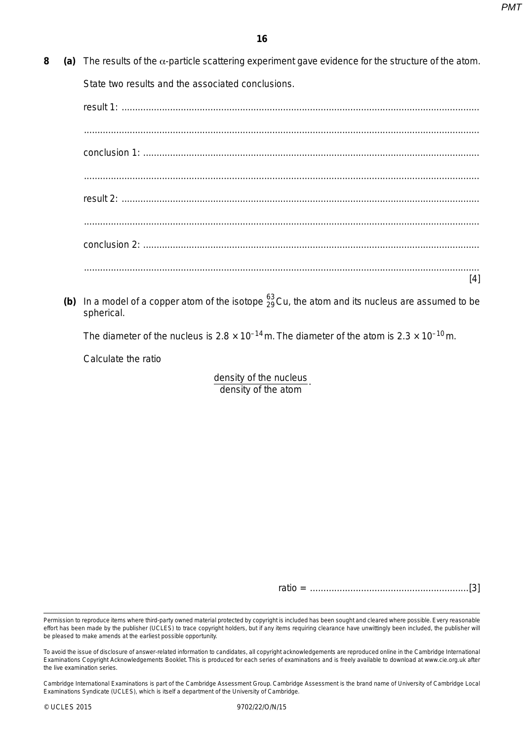**8** **(a)** The results of the α-particle scattering experiment gave evidence for the structure of the atom.

State two results and the associated conclusions.

result 1: ..................................................................................................................................

..................................................................................................................................

conclusion 1: ..................................................................................................................................

..................................................................................................................................

result 2: ..................................................................................................................................

..................................................................................................................................

conclusion 2: ..................................................................................................................................

.................................................................................................................................. [4]

**(b)** In a model of a copper atom of the isotope $^{63}_{29}Cu$, the atom and its nucleus are assumed to be spherical.

The diameter of the nucleus is $2.8 \times 10^{-14}$ m. The diameter of the atom is $2.3 \times 10^{-10}$ m.

Calculate the ratio

$$\frac{\text{density of the nucleus}}{\text{density of the atom}}.$$

ratio = ........................................................... [3]

Permission to reproduce items where third-party owned material protected by copyright is included has been sought and cleared where possible. Every reasonable effort has been made by the publisher (UCLES) to trace copyright holders, but if any items requiring clearance have unwittingly been included, the publisher will be pleased to make amends at the earliest possible opportunity.

To avoid the issue of disclosure of answer-related information to candidates, all copyright acknowledgements are reproduced online in the Cambridge International Examinations Copyright Acknowledgements Booklet. This is produced for each series of examinations and is freely available to download at www.cie.org.uk after the live examination series.

Cambridge International Examinations is part of the Cambridge Assessment Group. Cambridge Assessment is the brand name of University of Cambridge Local Examinations Syndicate (UCLES), which is itself a department of the University of Cambridge.